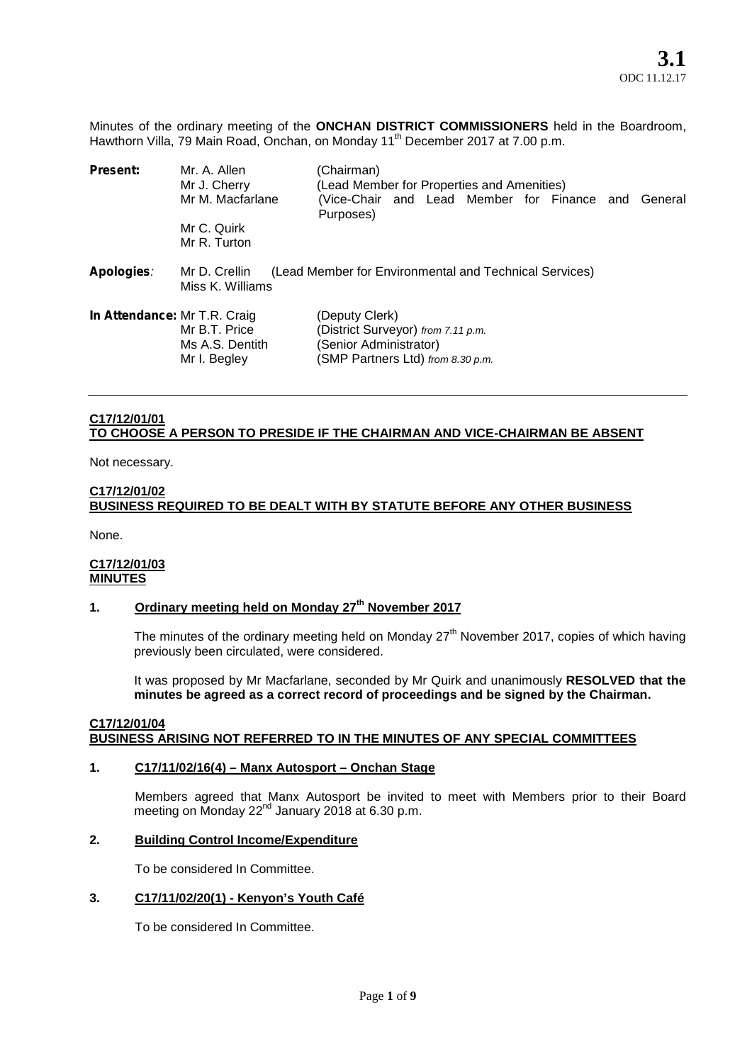**3.1**
ODC 11.12.17

Minutes of the ordinary meeting of the **ONCHAN DISTRICT COMMISSIONERS** held in the Boardroom, Hawthorn Villa, 79 Main Road, Onchan, on Monday 11th December 2017 at 7.00 p.m.

| | | |
|---|---|---|
| **Present:** | Mr. A. Allen | (Chairman) |
| | Mr J. Cherry | (Lead Member for Properties and Amenities) |
| | Mr M. Macfarlane | (Vice-Chair and Lead Member for Finance and General Purposes) |
| | Mr C. Quirk | |
| | Mr R. Turton | |
| **Apologies**: | Mr D. Crellin | (Lead Member for Environmental and Technical Services) |
| | Miss K. Williams | |
| **In Attendance:** | Mr T.R. Craig | (Deputy Clerk) |
| | Mr B.T. Price | (District Surveyor) *from 7.11 p.m.* |
| | Ms A.S. Dentith | (Senior Administrator) |
| | Mr I. Begley | (SMP Partners Ltd) *from 8.30 p.m.* |

---

**C17/12/01/01**
**TO CHOOSE A PERSON TO PRESIDE IF THE CHAIRMAN AND VICE-CHAIRMAN BE ABSENT**

Not necessary.

**C17/12/01/02**
**BUSINESS REQUIRED TO BE DEALT WITH BY STATUTE BEFORE ANY OTHER BUSINESS**

None.

**C17/12/01/03**
**MINUTES**

**1. Ordinary meeting held on Monday 27th November 2017**

The minutes of the ordinary meeting held on Monday 27th November 2017, copies of which having previously been circulated, were considered.

It was proposed by Mr Macfarlane, seconded by Mr Quirk and unanimously **RESOLVED that the minutes be agreed as a correct record of proceedings and be signed by the Chairman.**

**C17/12/01/04**
**BUSINESS ARISING NOT REFERRED TO IN THE MINUTES OF ANY SPECIAL COMMITTEES**

**1. C17/11/02/16(4) – Manx Autosport – Onchan Stage**

Members agreed that Manx Autosport be invited to meet with Members prior to their Board meeting on Monday 22nd January 2018 at 6.30 p.m.

**2. Building Control Income/Expenditure**

To be considered In Committee.

**3. C17/11/02/20(1) - Kenyon's Youth Café**

To be considered In Committee.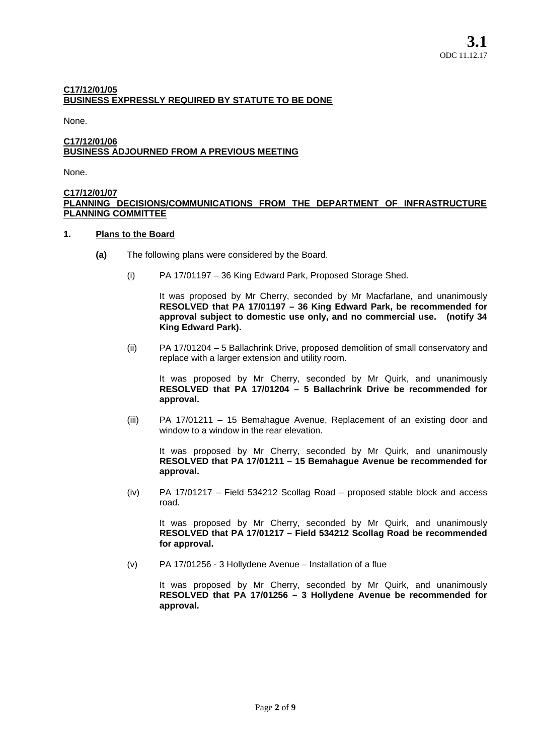**C17/12/01/05**
**BUSINESS EXPRESSLY REQUIRED BY STATUTE TO BE DONE**

None.

**C17/12/01/06**
**BUSINESS ADJOURNED FROM A PREVIOUS MEETING**

None.

**C17/12/01/07**
**PLANNING DECISIONS/COMMUNICATIONS FROM THE DEPARTMENT OF INFRASTRUCTURE PLANNING COMMITTEE**

**1. Plans to the Board**

**(a)** The following plans were considered by the Board.

(i) PA 17/01197 – 36 King Edward Park, Proposed Storage Shed.

It was proposed by Mr Cherry, seconded by Mr Macfarlane, and unanimously **RESOLVED that PA 17/01197 – 36 King Edward Park, be recommended for approval subject to domestic use only, and no commercial use. (notify 34 King Edward Park).**

(ii) PA 17/01204 – 5 Ballachrink Drive, proposed demolition of small conservatory and replace with a larger extension and utility room.

It was proposed by Mr Cherry, seconded by Mr Quirk, and unanimously **RESOLVED that PA 17/01204 – 5 Ballachrink Drive be recommended for approval.**

(iii) PA 17/01211 – 15 Bemahague Avenue, Replacement of an existing door and window to a window in the rear elevation.

It was proposed by Mr Cherry, seconded by Mr Quirk, and unanimously **RESOLVED that PA 17/01211 – 15 Bemahague Avenue be recommended for approval.**

(iv) PA 17/01217 – Field 534212 Scollag Road – proposed stable block and access road.

It was proposed by Mr Cherry, seconded by Mr Quirk, and unanimously **RESOLVED that PA 17/01217 – Field 534212 Scollag Road be recommended for approval.**

(v) PA 17/01256 - 3 Hollydene Avenue – Installation of a flue

It was proposed by Mr Cherry, seconded by Mr Quirk, and unanimously **RESOLVED that PA 17/01256 – 3 Hollydene Avenue be recommended for approval.**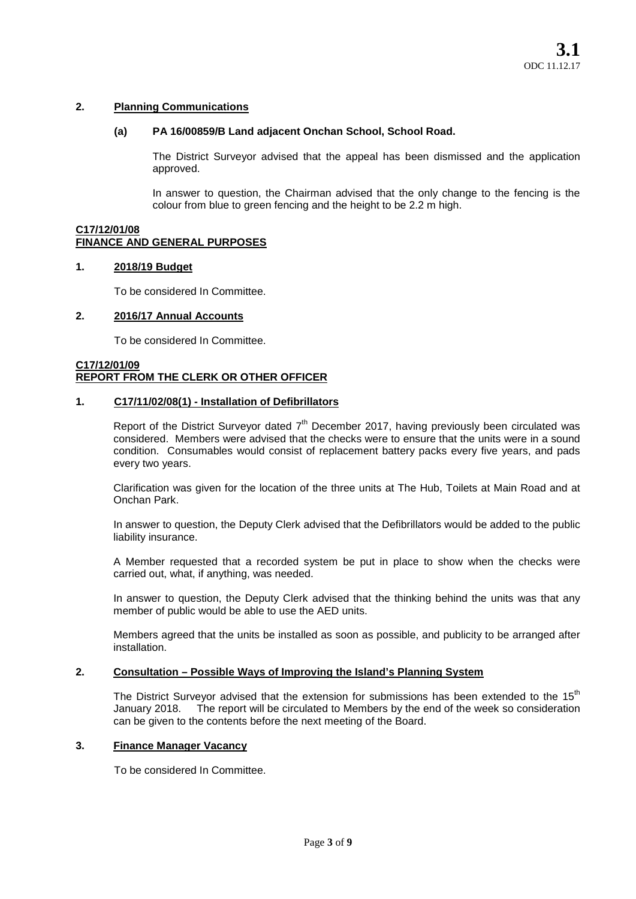**2. Planning Communications**

**(a) PA 16/00859/B Land adjacent Onchan School, School Road.**

The District Surveyor advised that the appeal has been dismissed and the application approved.

In answer to question, the Chairman advised that the only change to the fencing is the colour from blue to green fencing and the height to be 2.2 m high.

**C17/12/01/08**
**FINANCE AND GENERAL PURPOSES**

**1. 2018/19 Budget**

To be considered In Committee.

**2. 2016/17 Annual Accounts**

To be considered In Committee.

**C17/12/01/09**
**REPORT FROM THE CLERK OR OTHER OFFICER**

**1. C17/11/02/08(1) - Installation of Defibrillators**

Report of the District Surveyor dated 7th December 2017, having previously been circulated was considered. Members were advised that the checks were to ensure that the units were in a sound condition. Consumables would consist of replacement battery packs every five years, and pads every two years.

Clarification was given for the location of the three units at The Hub, Toilets at Main Road and at Onchan Park.

In answer to question, the Deputy Clerk advised that the Defibrillators would be added to the public liability insurance.

A Member requested that a recorded system be put in place to show when the checks were carried out, what, if anything, was needed.

In answer to question, the Deputy Clerk advised that the thinking behind the units was that any member of public would be able to use the AED units.

Members agreed that the units be installed as soon as possible, and publicity to be arranged after installation.

**2. Consultation – Possible Ways of Improving the Island's Planning System**

The District Surveyor advised that the extension for submissions has been extended to the 15th January 2018. The report will be circulated to Members by the end of the week so consideration can be given to the contents before the next meeting of the Board.

**3. Finance Manager Vacancy**

To be considered In Committee.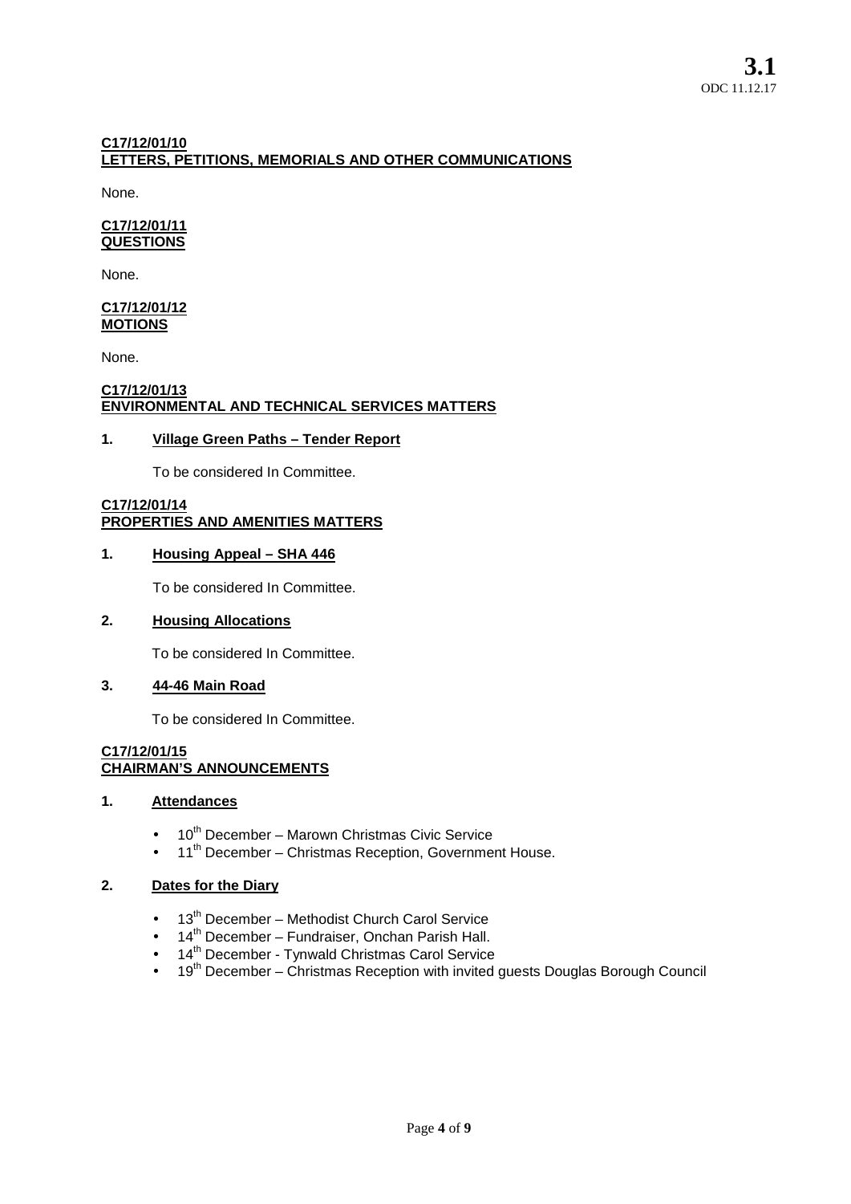**C17/12/01/10**
**LETTERS, PETITIONS, MEMORIALS AND OTHER COMMUNICATIONS**

None.

**C17/12/01/11**
**QUESTIONS**

None.

**C17/12/01/12**
**MOTIONS**

None.

**C17/12/01/13**
**ENVIRONMENTAL AND TECHNICAL SERVICES MATTERS**

**1. Village Green Paths – Tender Report**

To be considered In Committee.

**C17/12/01/14**
**PROPERTIES AND AMENITIES MATTERS**

**1. Housing Appeal – SHA 446**

To be considered In Committee.

**2. Housing Allocations**

To be considered In Committee.

**3. 44-46 Main Road**

To be considered In Committee.

**C17/12/01/15**
**CHAIRMAN'S ANNOUNCEMENTS**

**1. Attendances**

- 10th December – Marown Christmas Civic Service
- 11th December – Christmas Reception, Government House.

**2. Dates for the Diary**

- 13th December – Methodist Church Carol Service
- 14th December – Fundraiser, Onchan Parish Hall.
- 14th December - Tynwald Christmas Carol Service
- 19th December – Christmas Reception with invited guests Douglas Borough Council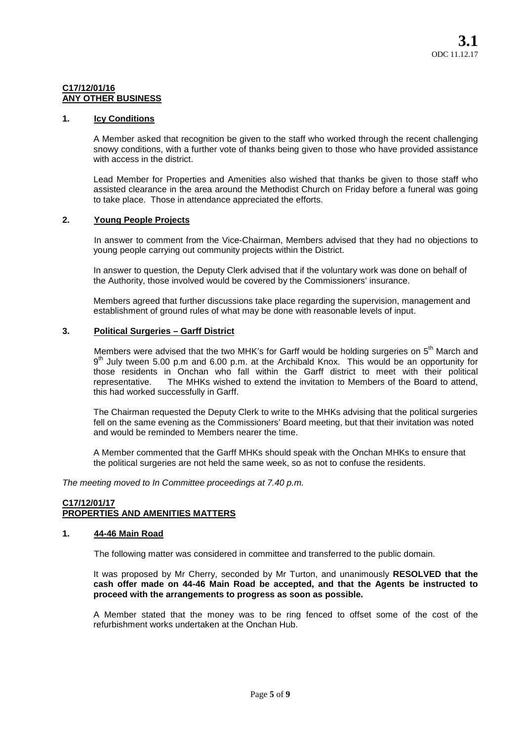**3.1**
ODC 11.12.17

**C17/12/01/16**
**ANY OTHER BUSINESS**

**1. Icy Conditions**

A Member asked that recognition be given to the staff who worked through the recent challenging snowy conditions, with a further vote of thanks being given to those who have provided assistance with access in the district.

Lead Member for Properties and Amenities also wished that thanks be given to those staff who assisted clearance in the area around the Methodist Church on Friday before a funeral was going to take place. Those in attendance appreciated the efforts.

**2. Young People Projects**

In answer to comment from the Vice-Chairman, Members advised that they had no objections to young people carrying out community projects within the District.

In answer to question, the Deputy Clerk advised that if the voluntary work was done on behalf of the Authority, those involved would be covered by the Commissioners' insurance.

Members agreed that further discussions take place regarding the supervision, management and establishment of ground rules of what may be done with reasonable levels of input.

**3. Political Surgeries – Garff District**

Members were advised that the two MHK's for Garff would be holding surgeries on 5th March and 9th July tween 5.00 p.m and 6.00 p.m. at the Archibald Knox. This would be an opportunity for those residents in Onchan who fall within the Garff district to meet with their political representative. The MHKs wished to extend the invitation to Members of the Board to attend, this had worked successfully in Garff.

The Chairman requested the Deputy Clerk to write to the MHKs advising that the political surgeries fell on the same evening as the Commissioners' Board meeting, but that their invitation was noted and would be reminded to Members nearer the time.

A Member commented that the Garff MHKs should speak with the Onchan MHKs to ensure that the political surgeries are not held the same week, so as not to confuse the residents.

*The meeting moved to In Committee proceedings at 7.40 p.m.*

**C17/12/01/17**
**PROPERTIES AND AMENITIES MATTERS**

**1. 44-46 Main Road**

The following matter was considered in committee and transferred to the public domain.

It was proposed by Mr Cherry, seconded by Mr Turton, and unanimously **RESOLVED that the cash offer made on 44-46 Main Road be accepted, and that the Agents be instructed to proceed with the arrangements to progress as soon as possible.**

A Member stated that the money was to be ring fenced to offset some of the cost of the refurbishment works undertaken at the Onchan Hub.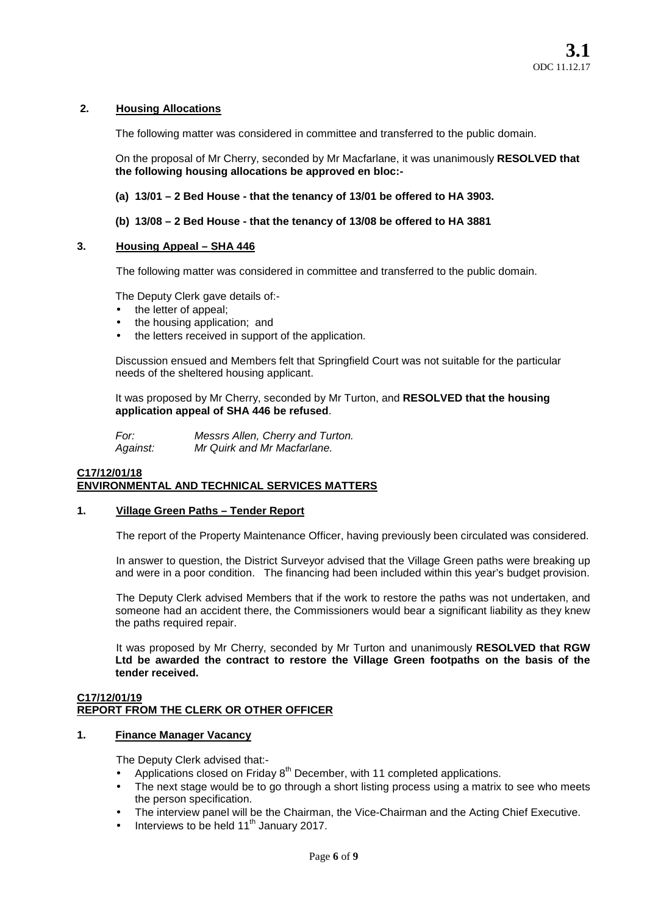## 2. Housing Allocations

The following matter was considered in committee and transferred to the public domain.

On the proposal of Mr Cherry, seconded by Mr Macfarlane, it was unanimously **RESOLVED that the following housing allocations be approved en bloc:-**

**(a) 13/01 – 2 Bed House - that the tenancy of 13/01 be offered to HA 3903.**

**(b) 13/08 – 2 Bed House - that the tenancy of 13/08 be offered to HA 3881**

## 3. Housing Appeal – SHA 446

The following matter was considered in committee and transferred to the public domain.

The Deputy Clerk gave details of:-

- the letter of appeal;
- the housing application; and
- the letters received in support of the application.

Discussion ensued and Members felt that Springfield Court was not suitable for the particular needs of the sheltered housing applicant.

It was proposed by Mr Cherry, seconded by Mr Turton, and **RESOLVED that the housing application appeal of SHA 446 be refused**.

*For:* *Messrs Allen, Cherry and Turton.*
*Against:* *Mr Quirk and Mr Macfarlane.*

## C17/12/01/18
## ENVIRONMENTAL AND TECHNICAL SERVICES MATTERS

## 1. Village Green Paths – Tender Report

The report of the Property Maintenance Officer, having previously been circulated was considered.

In answer to question, the District Surveyor advised that the Village Green paths were breaking up and were in a poor condition. The financing had been included within this year's budget provision.

The Deputy Clerk advised Members that if the work to restore the paths was not undertaken, and someone had an accident there, the Commissioners would bear a significant liability as they knew the paths required repair.

It was proposed by Mr Cherry, seconded by Mr Turton and unanimously **RESOLVED that RGW Ltd be awarded the contract to restore the Village Green footpaths on the basis of the tender received.**

## C17/12/01/19
## REPORT FROM THE CLERK OR OTHER OFFICER

## 1. Finance Manager Vacancy

The Deputy Clerk advised that:-

- Applications closed on Friday 8th December, with 11 completed applications.
- The next stage would be to go through a short listing process using a matrix to see who meets the person specification.
- The interview panel will be the Chairman, the Vice-Chairman and the Acting Chief Executive.
- Interviews to be held 11th January 2017.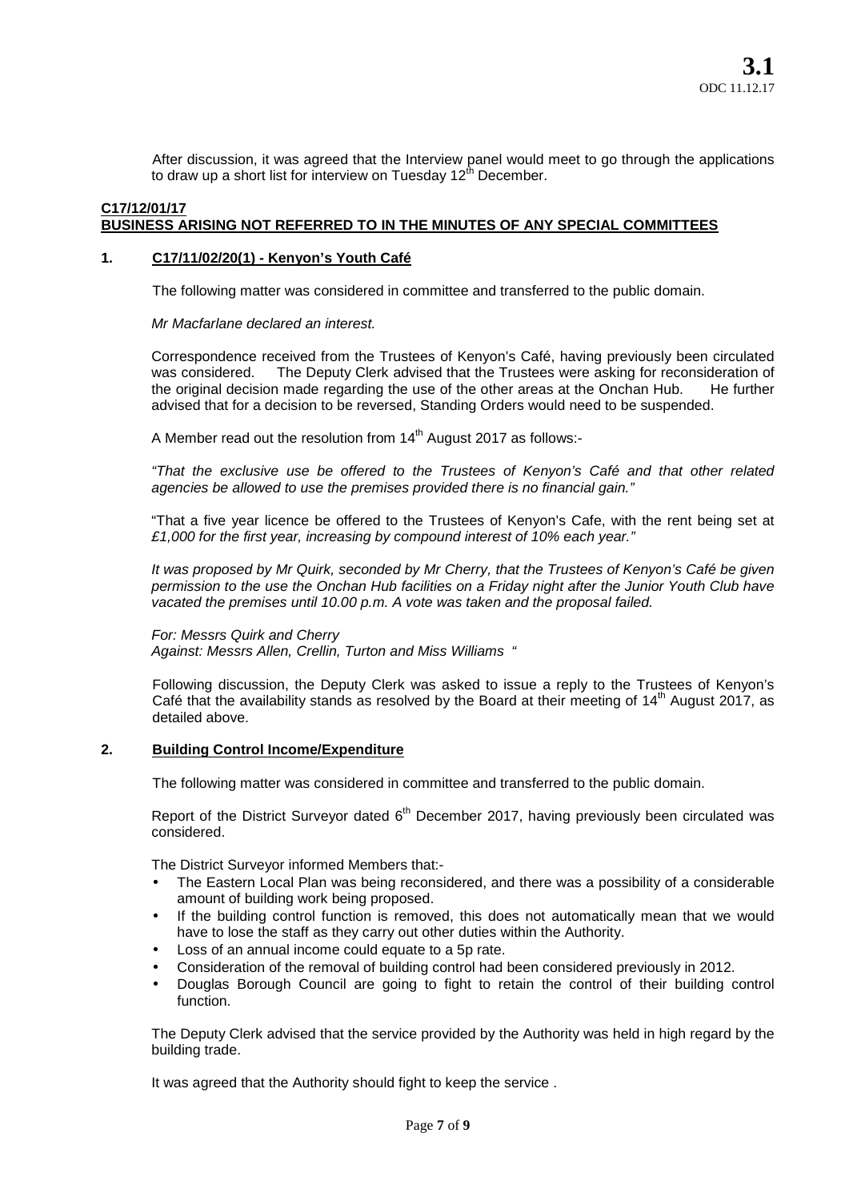After discussion, it was agreed that the Interview panel would meet to go through the applications to draw up a short list for interview on Tuesday 12th December.

**C17/12/01/17**
**BUSINESS ARISING NOT REFERRED TO IN THE MINUTES OF ANY SPECIAL COMMITTEES**

**1. C17/11/02/20(1) - Kenyon's Youth Café**

The following matter was considered in committee and transferred to the public domain.

*Mr Macfarlane declared an interest.*

Correspondence received from the Trustees of Kenyon's Café, having previously been circulated was considered. The Deputy Clerk advised that the Trustees were asking for reconsideration of the original decision made regarding the use of the other areas at the Onchan Hub. He further advised that for a decision to be reversed, Standing Orders would need to be suspended.

A Member read out the resolution from 14th August 2017 as follows:-

*"That the exclusive use be offered to the Trustees of Kenyon's Café and that other related agencies be allowed to use the premises provided there is no financial gain."*

"That a five year licence be offered to the Trustees of Kenyon's Cafe, with the rent being set at *£1,000 for the first year, increasing by compound interest of 10% each year."*

*It was proposed by Mr Quirk, seconded by Mr Cherry, that the Trustees of Kenyon's Café be given permission to the use the Onchan Hub facilities on a Friday night after the Junior Youth Club have vacated the premises until 10.00 p.m. A vote was taken and the proposal failed.*

*For: Messrs Quirk and Cherry*
*Against: Messrs Allen, Crellin, Turton and Miss Williams "*

Following discussion, the Deputy Clerk was asked to issue a reply to the Trustees of Kenyon's Café that the availability stands as resolved by the Board at their meeting of 14th August 2017, as detailed above.

**2. Building Control Income/Expenditure**

The following matter was considered in committee and transferred to the public domain.

Report of the District Surveyor dated 6th December 2017, having previously been circulated was considered.

The District Surveyor informed Members that:-

- The Eastern Local Plan was being reconsidered, and there was a possibility of a considerable amount of building work being proposed.
- If the building control function is removed, this does not automatically mean that we would have to lose the staff as they carry out other duties within the Authority.
- Loss of an annual income could equate to a 5p rate.
- Consideration of the removal of building control had been considered previously in 2012.
- Douglas Borough Council are going to fight to retain the control of their building control function.

The Deputy Clerk advised that the service provided by the Authority was held in high regard by the building trade.

It was agreed that the Authority should fight to keep the service .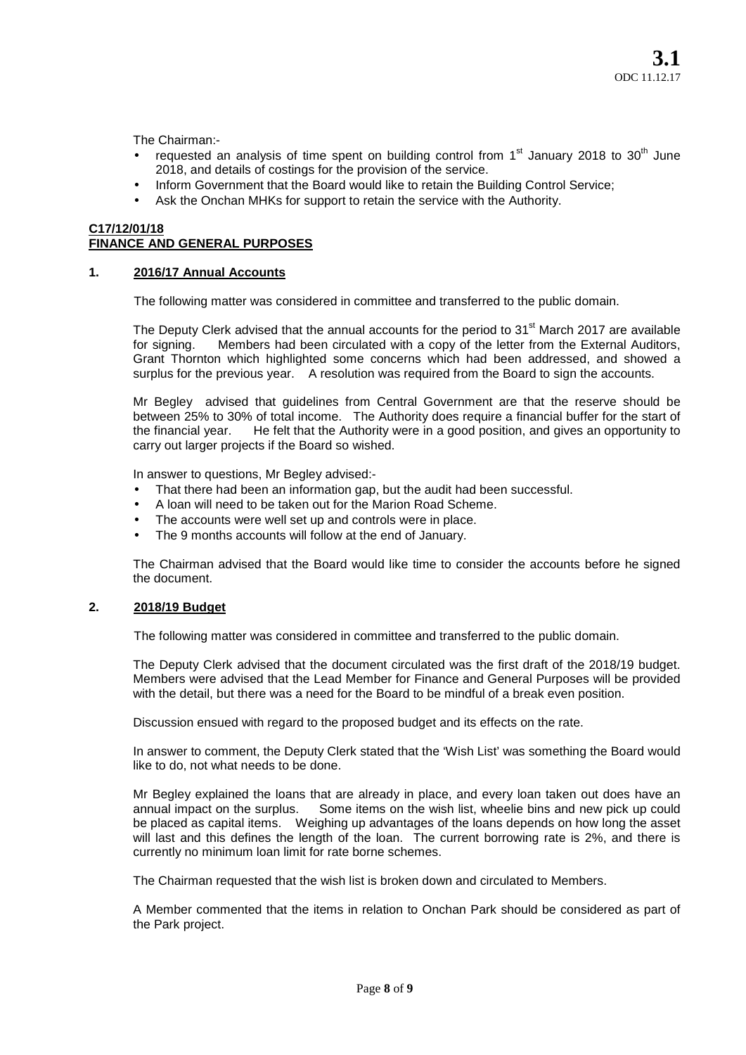The Chairman:-

- requested an analysis of time spent on building control from 1st January 2018 to 30th June 2018, and details of costings for the provision of the service.
- Inform Government that the Board would like to retain the Building Control Service;
- Ask the Onchan MHKs for support to retain the service with the Authority.

**C17/12/01/18**
**FINANCE AND GENERAL PURPOSES**

**1. 2016/17 Annual Accounts**

The following matter was considered in committee and transferred to the public domain.

The Deputy Clerk advised that the annual accounts for the period to 31st March 2017 are available for signing. Members had been circulated with a copy of the letter from the External Auditors, Grant Thornton which highlighted some concerns which had been addressed, and showed a surplus for the previous year. A resolution was required from the Board to sign the accounts.

Mr Begley advised that guidelines from Central Government are that the reserve should be between 25% to 30% of total income. The Authority does require a financial buffer for the start of the financial year. He felt that the Authority were in a good position, and gives an opportunity to carry out larger projects if the Board so wished.

In answer to questions, Mr Begley advised:-

- That there had been an information gap, but the audit had been successful.
- A loan will need to be taken out for the Marion Road Scheme.
- The accounts were well set up and controls were in place.
- The 9 months accounts will follow at the end of January.

The Chairman advised that the Board would like time to consider the accounts before he signed the document.

**2. 2018/19 Budget**

The following matter was considered in committee and transferred to the public domain.

The Deputy Clerk advised that the document circulated was the first draft of the 2018/19 budget. Members were advised that the Lead Member for Finance and General Purposes will be provided with the detail, but there was a need for the Board to be mindful of a break even position.

Discussion ensued with regard to the proposed budget and its effects on the rate.

In answer to comment, the Deputy Clerk stated that the 'Wish List' was something the Board would like to do, not what needs to be done.

Mr Begley explained the loans that are already in place, and every loan taken out does have an annual impact on the surplus. Some items on the wish list, wheelie bins and new pick up could be placed as capital items. Weighing up advantages of the loans depends on how long the asset will last and this defines the length of the loan. The current borrowing rate is 2%, and there is currently no minimum loan limit for rate borne schemes.

The Chairman requested that the wish list is broken down and circulated to Members.

A Member commented that the items in relation to Onchan Park should be considered as part of the Park project.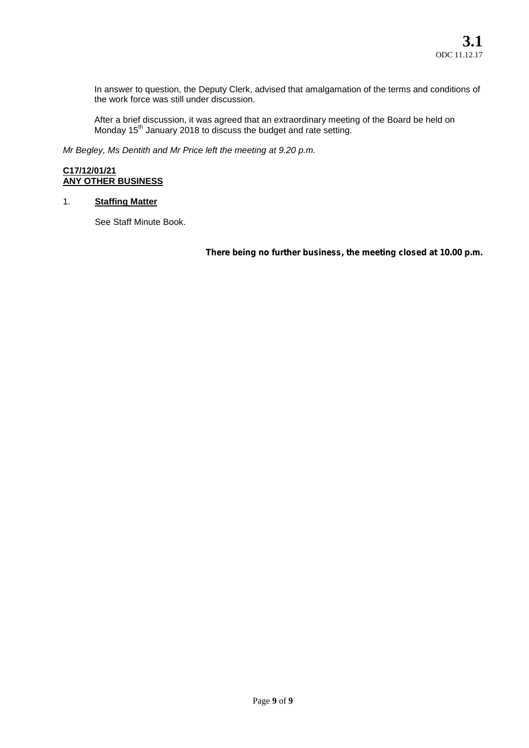In answer to question, the Deputy Clerk, advised that amalgamation of the terms and conditions of the work force was still under discussion.

After a brief discussion, it was agreed that an extraordinary meeting of the Board be held on Monday 15th January 2018 to discuss the budget and rate setting.

*Mr Begley, Ms Dentith and Mr Price left the meeting at 9.20 p.m.*

**C17/12/01/21**
**ANY OTHER BUSINESS**

1. **Staffing Matter**

   See Staff Minute Book.

**There being no further business, the meeting closed at 10.00 p.m.**